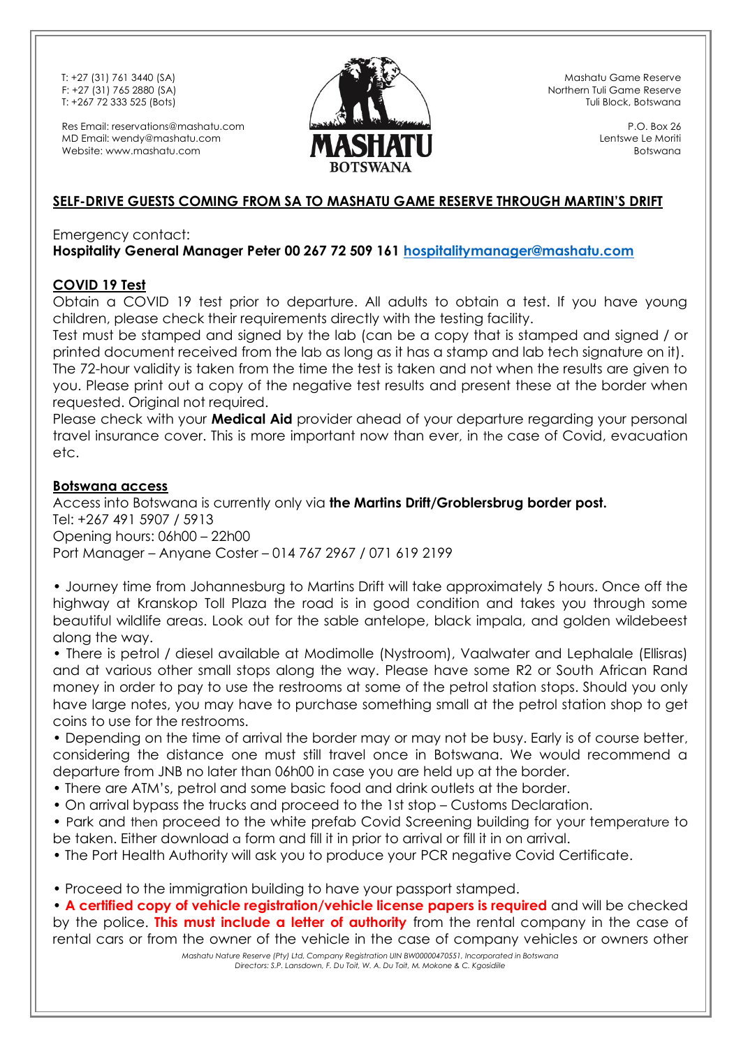T: +27 (31) 761 3440 (SA)
F: +27 (31) 765 2880 (SA)
T: +267 72 333 525 (Bots)

Res Email: reservations@mashatu.com
MD Email: wendy@mashatu.com
Website: www.mashatu.com

MASHATU
BOTSWANA

Mashatu Game Reserve
Northern Tuli Game Reserve
Tuli Block, Botswana

P.O. Box 26
Lentswe Le Moriti
Botswana

## SELF-DRIVE GUESTS COMING FROM SA TO MASHATU GAME RESERVE THROUGH MARTIN'S DRIFT

Emergency contact:
**Hospitality General Manager Peter 00 267 72 509 161 hospitalitymanager@mashatu.com**

### COVID 19 Test

Obtain a COVID 19 test prior to departure. All adults to obtain a test. If you have young children, please check their requirements directly with the testing facility.
Test must be stamped and signed by the lab (can be a copy that is stamped and signed / or printed document received from the lab as long as it has a stamp and lab tech signature on it).
The 72-hour validity is taken from the time the test is taken and not when the results are given to you. Please print out a copy of the negative test results and present these at the border when requested. Original not required.
Please check with your **Medical Aid** provider ahead of your departure regarding your personal travel insurance cover. This is more important now than ever, in the case of Covid, evacuation etc.

### Botswana access

Access into Botswana is currently only via **the Martins Drift/Groblersbrug border post.**
Tel: +267 491 5907 / 5913
Opening hours: 06h00 – 22h00
Port Manager – Anyane Coster – 014 767 2967 / 071 619 2199

• Journey time from Johannesburg to Martins Drift will take approximately 5 hours. Once off the highway at Kranskop Toll Plaza the road is in good condition and takes you through some beautiful wildlife areas. Look out for the sable antelope, black impala, and golden wildebeest along the way.
• There is petrol / diesel available at Modimolle (Nystroom), Vaalwater and Lephalale (Ellisras) and at various other small stops along the way. Please have some R2 or South African Rand money in order to pay to use the restrooms at some of the petrol station stops. Should you only have large notes, you may have to purchase something small at the petrol station shop to get coins to use for the restrooms.
• Depending on the time of arrival the border may or may not be busy. Early is of course better, considering the distance one must still travel once in Botswana. We would recommend a departure from JNB no later than 06h00 in case you are held up at the border.
• There are ATM's, petrol and some basic food and drink outlets at the border.
• On arrival bypass the trucks and proceed to the 1st stop – Customs Declaration.
• Park and then proceed to the white prefab Covid Screening building for your temperature to be taken. Either download a form and fill it in prior to arrival or fill it in on arrival.
• The Port Health Authority will ask you to produce your PCR negative Covid Certificate.

• Proceed to the immigration building to have your passport stamped.
• **A certified copy of vehicle registration/vehicle license papers is required** and will be checked by the police. **This must include a letter of authority** from the rental company in the case of rental cars or from the owner of the vehicle in the case of company vehicles or owners other

*Mashatu Nature Reserve (Pty) Ltd, Company Registration UIN BW00000470551, Incorporated in Botswana*
*Directors: S.P. Lansdown, F. Du Toit, W. A. Du Toit, M. Mokone & C. Kgosidiile*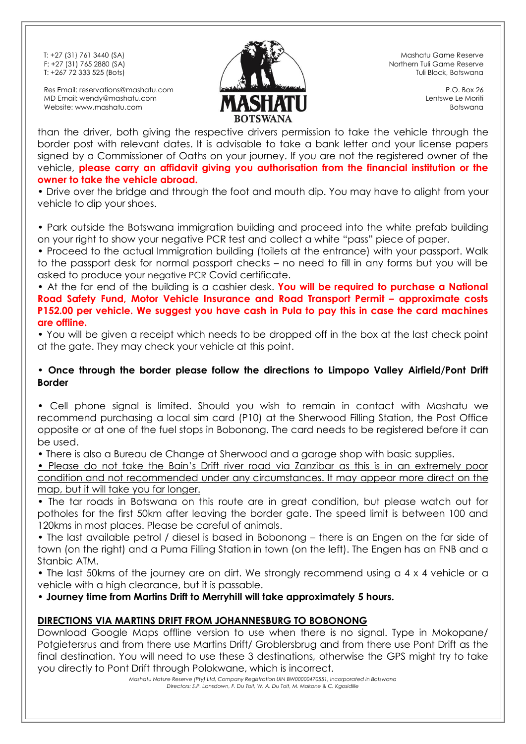than the driver, both giving the respective drivers permission to take the vehicle through the border post with relevant dates. It is advisable to take a bank letter and your license papers signed by a Commissioner of Oaths on your journey. If you are not the registered owner of the vehicle, **please carry an affidavit giving you authorisation from the financial institution or the owner to take the vehicle abroad.**

• Drive over the bridge and through the foot and mouth dip. You may have to alight from your vehicle to dip your shoes.

• Park outside the Botswana immigration building and proceed into the white prefab building on your right to show your negative PCR test and collect a white "pass" piece of paper.

• Proceed to the actual Immigration building (toilets at the entrance) with your passport. Walk to the passport desk for normal passport checks – no need to fill in any forms but you will be asked to produce your negative PCR Covid certificate.

• At the far end of the building is a cashier desk. **You will be required to purchase a National Road Safety Fund, Motor Vehicle Insurance and Road Transport Permit – approximate costs P152.00 per vehicle. We suggest you have cash in Pula to pay this in case the card machines are offline.**

• You will be given a receipt which needs to be dropped off in the box at the last check point at the gate. They may check your vehicle at this point.

• **Once through the border please follow the directions to Limpopo Valley Airfield/Pont Drift Border**

• Cell phone signal is limited. Should you wish to remain in contact with Mashatu we recommend purchasing a local sim card (P10) at the Sherwood Filling Station, the Post Office opposite or at one of the fuel stops in Bobonong. The card needs to be registered before it can be used.

• There is also a Bureau de Change at Sherwood and a garage shop with basic supplies.

<u>• Please do not take the Bain's Drift river road via Zanzibar as this is in an extremely poor condition and not recommended under any circumstances. It may appear more direct on the map, but it will take you far longer.</u>

• The tar roads in Botswana on this route are in great condition, but please watch out for potholes for the first 50km after leaving the border gate. The speed limit is between 100 and 120kms in most places. Please be careful of animals.

• The last available petrol / diesel is based in Bobonong – there is an Engen on the far side of town (on the right) and a Puma Filling Station in town (on the left). The Engen has an FNB and a Stanbic ATM.

• The last 50kms of the journey are on dirt. We strongly recommend using a 4 x 4 vehicle or a vehicle with a high clearance, but it is passable.

• **Journey time from Martins Drift to Merryhill will take approximately 5 hours.**

## <u>DIRECTIONS VIA MARTINS DRIFT FROM JOHANNESBURG TO BOBONONG</u>

Download Google Maps offline version to use when there is no signal. Type in Mokopane/ Potgietersrus and from there use Martins Drift/ Groblersbrug and from there use Pont Drift as the final destination. You will need to use these 3 destinations, otherwise the GPS might try to take you directly to Pont Drift through Polokwane, which is incorrect.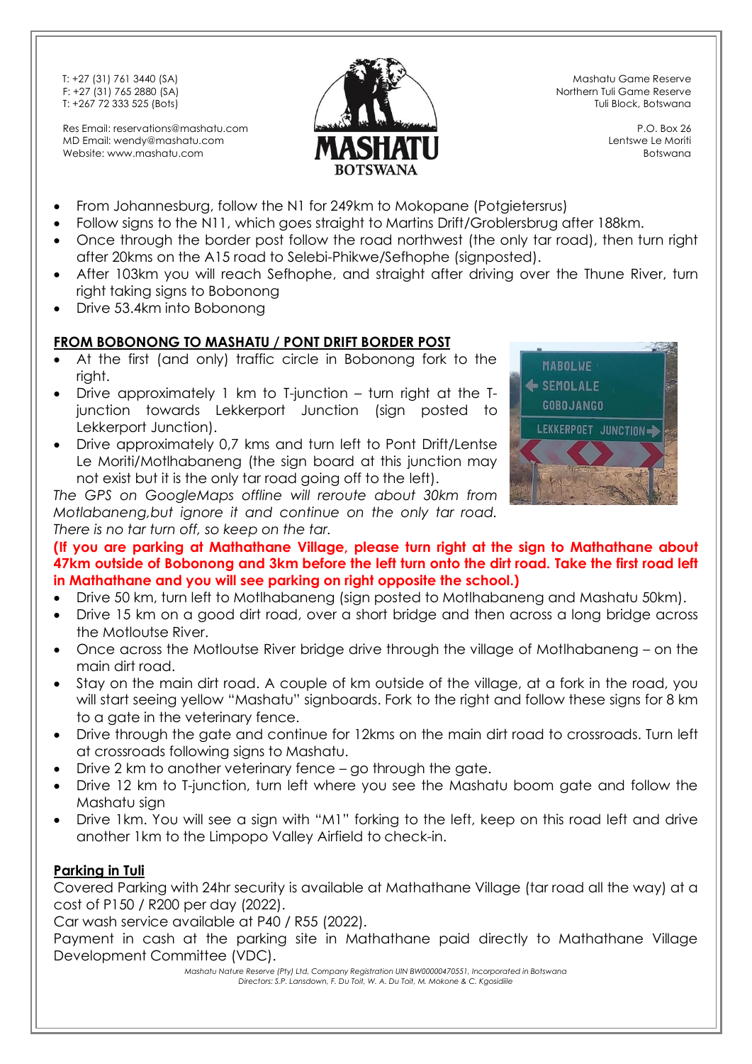T: +27 (31) 761 3440 (SA)
F: +27 (31) 765 2880 (SA)
T: +267 72 333 525 (Bots)

Res Email: reservations@mashatu.com
MD Email: wendy@mashatu.com
Website: www.mashatu.com

MASHATU BOTSWANA

Mashatu Game Reserve
Northern Tuli Game Reserve
Tuli Block, Botswana

P.O. Box 26
Lentswe Le Moriti
Botswana

- From Johannesburg, follow the N1 for 249km to Mokopane (Potgietersrus)
- Follow signs to the N11, which goes straight to Martins Drift/Groblersbrug after 188km.
- Once through the border post follow the road northwest (the only tar road), then turn right after 20kms on the A15 road to Selebi-Phikwe/Sefhophe (signposted).
- After 103km you will reach Sefhophe, and straight after driving over the Thune River, turn right taking signs to Bobonong
- Drive 53.4km into Bobonong

## FROM BOBONONG TO MASHATU / PONT DRIFT BORDER POST

- At the first (and only) traffic circle in Bobonong fork to the right.
- Drive approximately 1 km to T-junction – turn right at the T-junction towards Lekkerport Junction (sign posted to Lekkerport Junction).
- Drive approximately 0,7 kms and turn left to Pont Drift/Lentse Le Moriti/Motlhabaneng (the sign board at this junction may not exist but it is the only tar road going off to the left).

*The GPS on GoogleMaps offline will reroute about 30km from Motlabaneng,but ignore it and continue on the only tar road. There is no tar turn off, so keep on the tar.*

**(If you are parking at Mathathane Village, please turn right at the sign to Mathathane about 47km outside of Bobonong and 3km before the left turn onto the dirt road. Take the first road left in Mathathane and you will see parking on right opposite the school.)**

- Drive 50 km, turn left to Motlhabaneng (sign posted to Motlhabaneng and Mashatu 50km).
- Drive 15 km on a good dirt road, over a short bridge and then across a long bridge across the Motloutse River.
- Once across the Motloutse River bridge drive through the village of Motlhabaneng – on the main dirt road.
- Stay on the main dirt road. A couple of km outside of the village, at a fork in the road, you will start seeing yellow "Mashatu" signboards. Fork to the right and follow these signs for 8 km to a gate in the veterinary fence.
- Drive through the gate and continue for 12kms on the main dirt road to crossroads. Turn left at crossroads following signs to Mashatu.
- Drive 2 km to another veterinary fence – go through the gate.
- Drive 12 km to T-junction, turn left where you see the Mashatu boom gate and follow the Mashatu sign
- Drive 1km. You will see a sign with "M1" forking to the left, keep on this road left and drive another 1km to the Limpopo Valley Airfield to check-in.

## Parking in Tuli

Covered Parking with 24hr security is available at Mathathane Village (tar road all the way) at a cost of P150 / R200 per day (2022).

Car wash service available at P40 / R55 (2022).

Payment in cash at the parking site in Mathathane paid directly to Mathathane Village Development Committee (VDC).

*Mashatu Nature Reserve (Pty) Ltd, Company Registration UIN BW00000470551, Incorporated in Botswana*
*Directors: S.P. Lansdown, F. Du Toit, W. A. Du Toit, M. Mokone & C. Kgosidiile*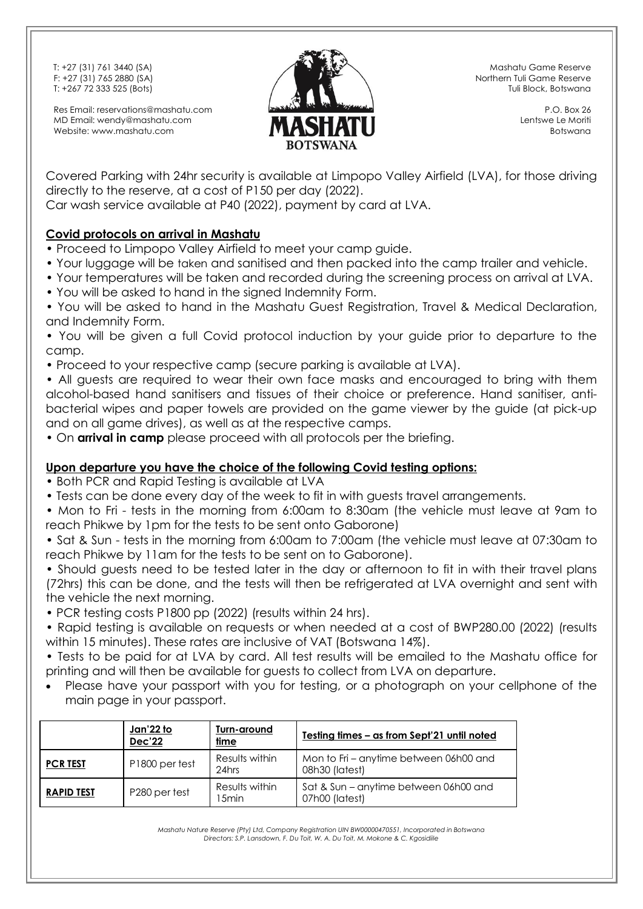T: +27 (31) 761 3440 (SA)
F: +27 (31) 765 2880 (SA)
T: +267 72 333 525 (Bots)

Res Email: reservations@mashatu.com
MD Email: wendy@mashatu.com
Website: www.mashatu.com

MASHATU
BOTSWANA

Mashatu Game Reserve
Northern Tuli Game Reserve
Tuli Block, Botswana

P.O. Box 26
Lentswe Le Moriti
Botswana

Covered Parking with 24hr security is available at Limpopo Valley Airfield (LVA), for those driving directly to the reserve, at a cost of P150 per day (2022).
Car wash service available at P40 (2022), payment by card at LVA.

## Covid protocols on arrival in Mashatu

- Proceed to Limpopo Valley Airfield to meet your camp guide.
- Your luggage will be taken and sanitised and then packed into the camp trailer and vehicle.
- Your temperatures will be taken and recorded during the screening process on arrival at LVA.
- You will be asked to hand in the signed Indemnity Form.
- You will be asked to hand in the Mashatu Guest Registration, Travel & Medical Declaration, and Indemnity Form.
- You will be given a full Covid protocol induction by your guide prior to departure to the camp.
- Proceed to your respective camp (secure parking is available at LVA).
- All guests are required to wear their own face masks and encouraged to bring with them alcohol-based hand sanitisers and tissues of their choice or preference. Hand sanitiser, anti-bacterial wipes and paper towels are provided on the game viewer by the guide (at pick-up and on all game drives), as well as at the respective camps.
- On **arrival in camp** please proceed with all protocols per the briefing.

## Upon departure you have the choice of the following Covid testing options:

- Both PCR and Rapid Testing is available at LVA
- Tests can be done every day of the week to fit in with guests travel arrangements.
- Mon to Fri - tests in the morning from 6:00am to 8:30am (the vehicle must leave at 9am to reach Phikwe by 1pm for the tests to be sent onto Gaborone)
- Sat & Sun - tests in the morning from 6:00am to 7:00am (the vehicle must leave at 07:30am to reach Phikwe by 11am for the tests to be sent on to Gaborone).
- Should guests need to be tested later in the day or afternoon to fit in with their travel plans (72hrs) this can be done, and the tests will then be refrigerated at LVA overnight and sent with the vehicle the next morning.
- PCR testing costs P1800 pp (2022) (results within 24 hrs).
- Rapid testing is available on requests or when needed at a cost of BWP280.00 (2022) (results within 15 minutes). These rates are inclusive of VAT (Botswana 14%).
- Tests to be paid for at LVA by card. All test results will be emailed to the Mashatu office for printing and will then be available for guests to collect from LVA on departure.
- Please have your passport with you for testing, or a photograph on your cellphone of the main page in your passport.

| | Jan'22 to Dec'22 | Turn-around time | Testing times – as from Sept'21 until noted |
|---|---|---|---|
| **PCR TEST** | P1800 per test | Results within 24hrs | Mon to Fri – anytime between 06h00 and 08h30 (latest) |
| **RAPID TEST** | P280 per test | Results within 15min | Sat & Sun – anytime between 06h00 and 07h00 (latest) |

*Mashatu Nature Reserve (Pty) Ltd, Company Registration UIN BW00000470551, Incorporated in Botswana*
*Directors: S.P. Lansdown, F. Du Toit, W. A. Du Toit, M. Mokone & C. Kgosidiile*